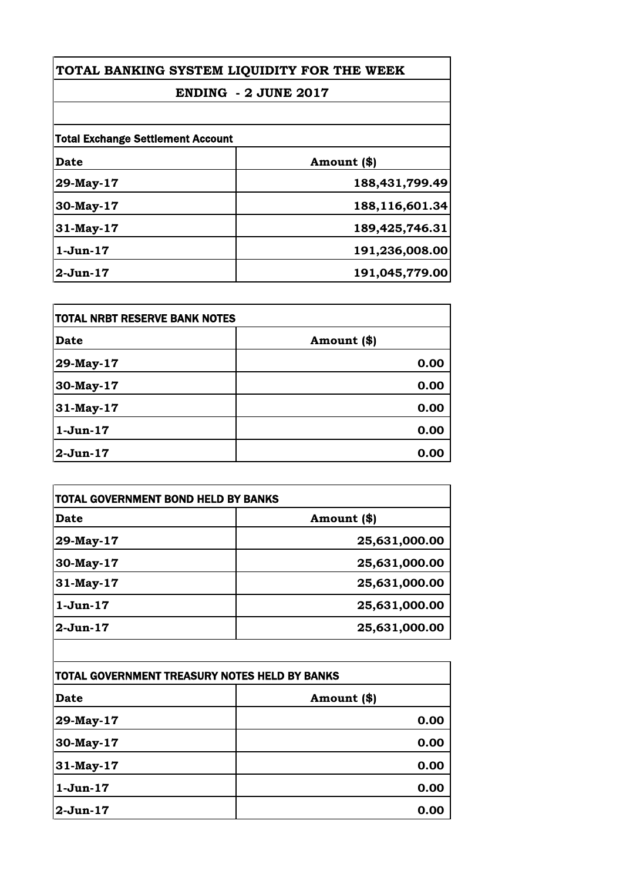# TOTAL BANKING SYSTEM LIQUIDITY FOR THE WEEK

## ENDING - 2 JUNE 2017

**Total Exchange Settlement Account**

| Date | Amount ($) |
|---|---|
| 29-May-17 | 188,431,799.49 |
| 30-May-17 | 188,116,601.34 |
| 31-May-17 | 189,425,746.31 |
| 1-Jun-17 | 191,236,008.00 |
| 2-Jun-17 | 191,045,779.00 |

**TOTAL NRBT RESERVE BANK NOTES**

| Date | Amount ($) |
|---|---|
| 29-May-17 | 0.00 |
| 30-May-17 | 0.00 |
| 31-May-17 | 0.00 |
| 1-Jun-17 | 0.00 |
| 2-Jun-17 | 0.00 |

**TOTAL GOVERNMENT BOND HELD BY BANKS**

| Date | Amount ($) |
|---|---|
| 29-May-17 | 25,631,000.00 |
| 30-May-17 | 25,631,000.00 |
| 31-May-17 | 25,631,000.00 |
| 1-Jun-17 | 25,631,000.00 |
| 2-Jun-17 | 25,631,000.00 |

**TOTAL GOVERNMENT TREASURY NOTES HELD BY BANKS**

| Date | Amount ($) |
|---|---|
| 29-May-17 | 0.00 |
| 30-May-17 | 0.00 |
| 31-May-17 | 0.00 |
| 1-Jun-17 | 0.00 |
| 2-Jun-17 | 0.00 |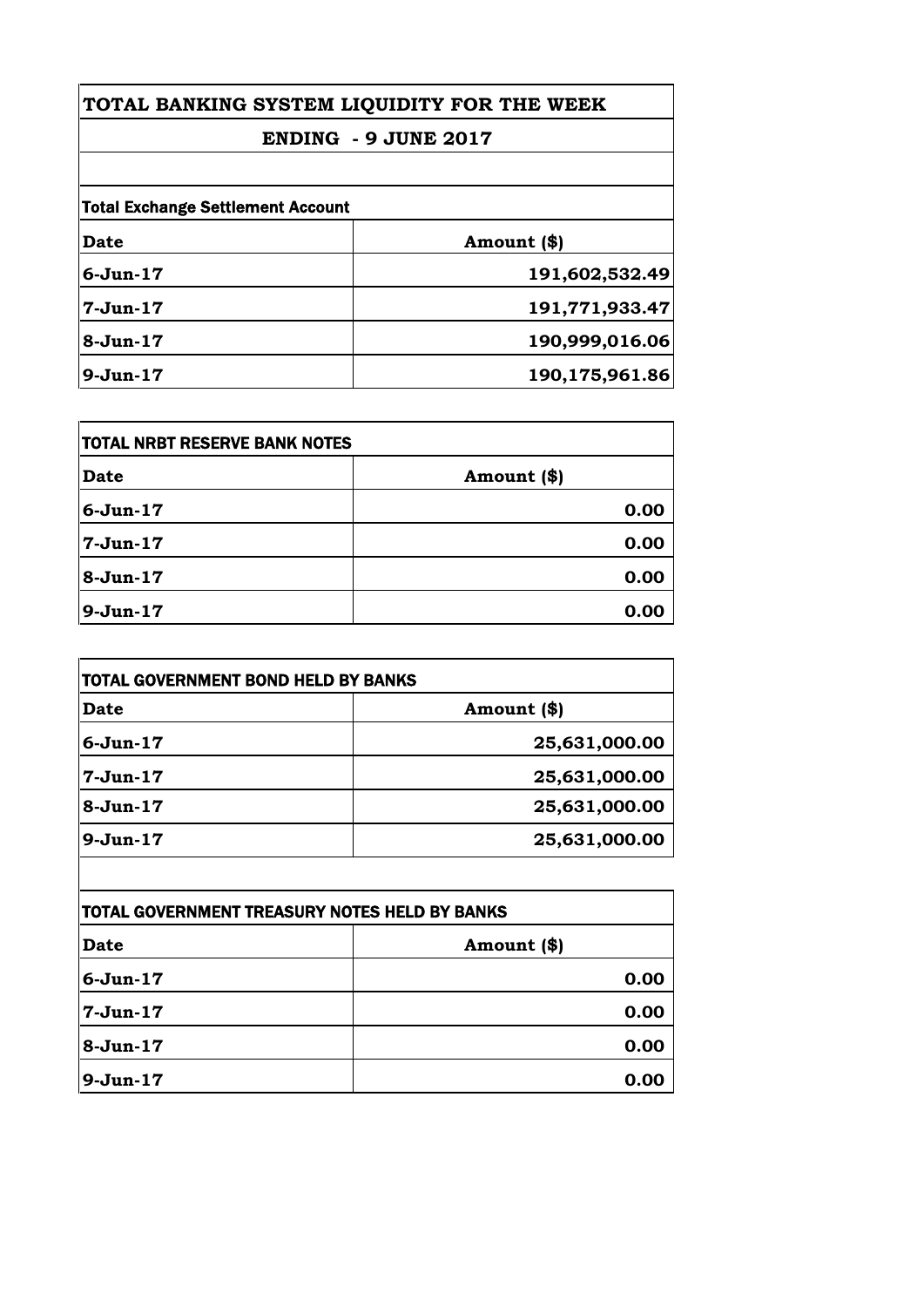# TOTAL BANKING SYSTEM LIQUIDITY FOR THE WEEK

## ENDING - 9 JUNE 2017

**Total Exchange Settlement Account**

| Date | Amount ($) |
|---|---|
| 6-Jun-17 | 191,602,532.49 |
| 7-Jun-17 | 191,771,933.47 |
| 8-Jun-17 | 190,999,016.06 |
| 9-Jun-17 | 190,175,961.86 |

**TOTAL NRBT RESERVE BANK NOTES**

| Date | Amount ($) |
|---|---|
| 6-Jun-17 | 0.00 |
| 7-Jun-17 | 0.00 |
| 8-Jun-17 | 0.00 |
| 9-Jun-17 | 0.00 |

**TOTAL GOVERNMENT BOND HELD BY BANKS**

| Date | Amount ($) |
|---|---|
| 6-Jun-17 | 25,631,000.00 |
| 7-Jun-17 | 25,631,000.00 |
| 8-Jun-17 | 25,631,000.00 |
| 9-Jun-17 | 25,631,000.00 |

**TOTAL GOVERNMENT TREASURY NOTES HELD BY BANKS**

| Date | Amount ($) |
|---|---|
| 6-Jun-17 | 0.00 |
| 7-Jun-17 | 0.00 |
| 8-Jun-17 | 0.00 |
| 9-Jun-17 | 0.00 |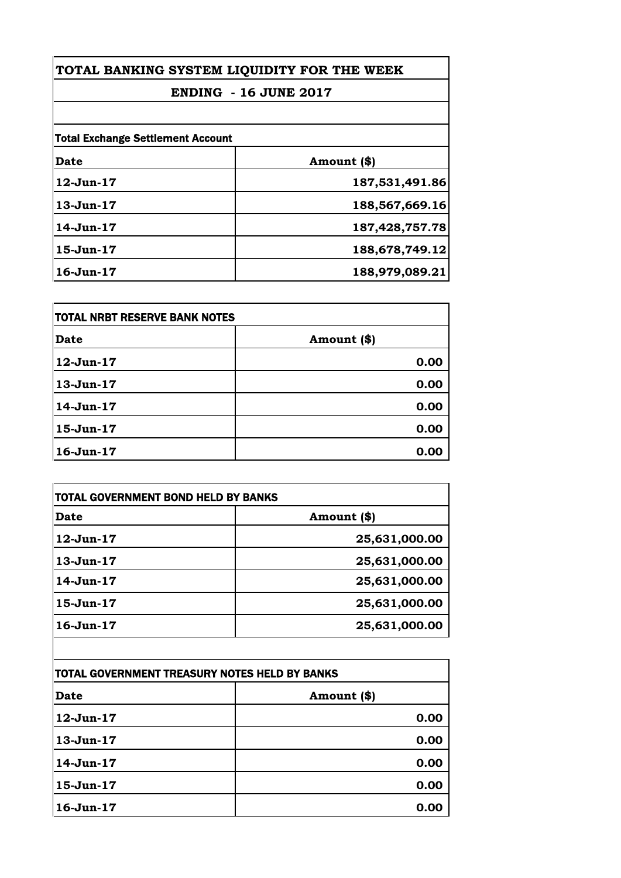# TOTAL BANKING SYSTEM LIQUIDITY FOR THE WEEK

## ENDING - 16 JUNE 2017

**Total Exchange Settlement Account**

| Date | Amount ($) |
| --- | --- |
| 12-Jun-17 | 187,531,491.86 |
| 13-Jun-17 | 188,567,669.16 |
| 14-Jun-17 | 187,428,757.78 |
| 15-Jun-17 | 188,678,749.12 |
| 16-Jun-17 | 188,979,089.21 |

**TOTAL NRBT RESERVE BANK NOTES**

| Date | Amount ($) |
| --- | --- |
| 12-Jun-17 | 0.00 |
| 13-Jun-17 | 0.00 |
| 14-Jun-17 | 0.00 |
| 15-Jun-17 | 0.00 |
| 16-Jun-17 | 0.00 |

**TOTAL GOVERNMENT BOND HELD BY BANKS**

| Date | Amount ($) |
| --- | --- |
| 12-Jun-17 | 25,631,000.00 |
| 13-Jun-17 | 25,631,000.00 |
| 14-Jun-17 | 25,631,000.00 |
| 15-Jun-17 | 25,631,000.00 |
| 16-Jun-17 | 25,631,000.00 |

**TOTAL GOVERNMENT TREASURY NOTES HELD BY BANKS**

| Date | Amount ($) |
| --- | --- |
| 12-Jun-17 | 0.00 |
| 13-Jun-17 | 0.00 |
| 14-Jun-17 | 0.00 |
| 15-Jun-17 | 0.00 |
| 16-Jun-17 | 0.00 |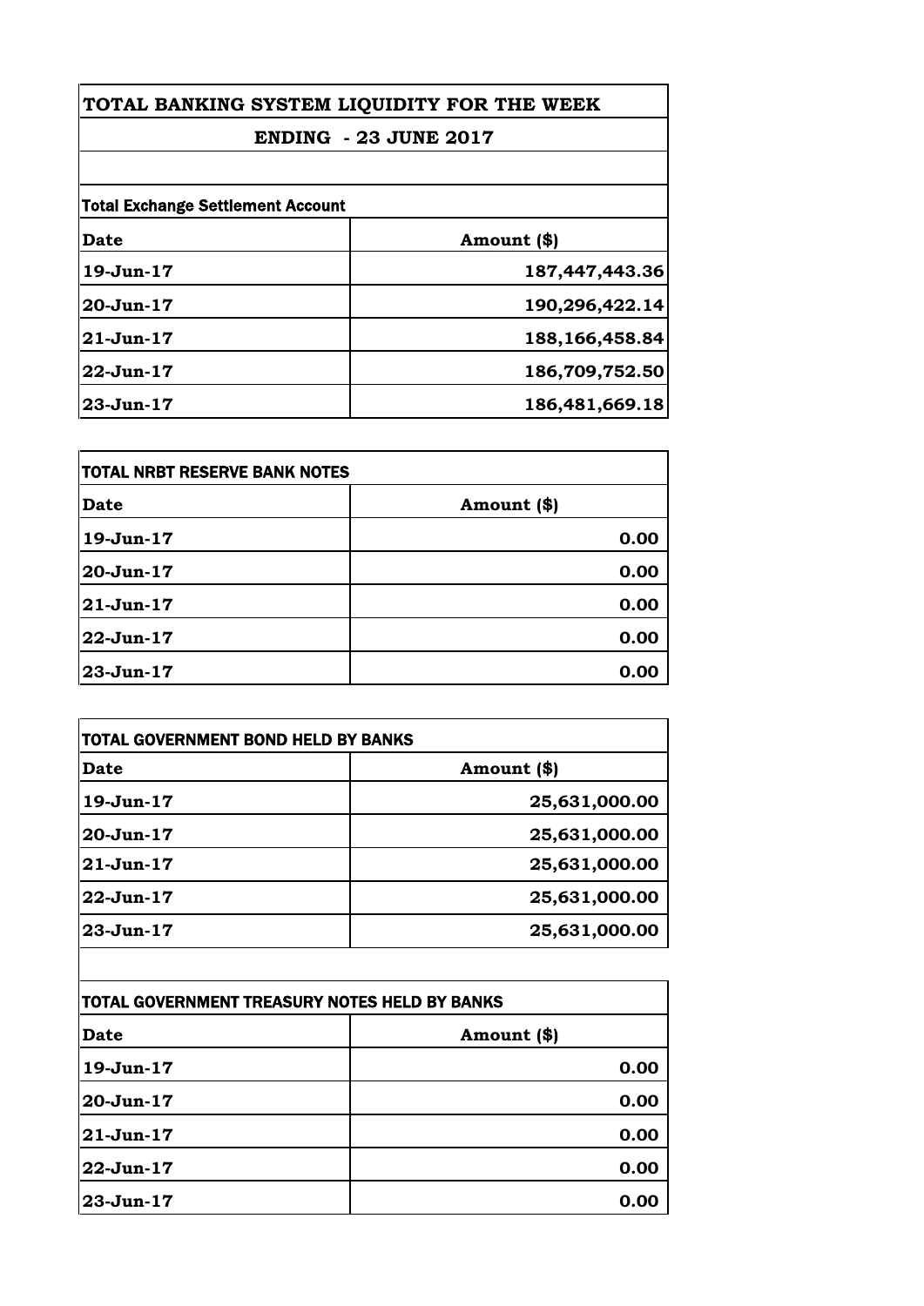# TOTAL BANKING SYSTEM LIQUIDITY FOR THE WEEK

## ENDING - 23 JUNE 2017

**Total Exchange Settlement Account**

| Date | Amount ($) |
|---|---|
| 19-Jun-17 | 187,447,443.36 |
| 20-Jun-17 | 190,296,422.14 |
| 21-Jun-17 | 188,166,458.84 |
| 22-Jun-17 | 186,709,752.50 |
| 23-Jun-17 | 186,481,669.18 |

**TOTAL NRBT RESERVE BANK NOTES**

| Date | Amount ($) |
|---|---|
| 19-Jun-17 | 0.00 |
| 20-Jun-17 | 0.00 |
| 21-Jun-17 | 0.00 |
| 22-Jun-17 | 0.00 |
| 23-Jun-17 | 0.00 |

**TOTAL GOVERNMENT BOND HELD BY BANKS**

| Date | Amount ($) |
|---|---|
| 19-Jun-17 | 25,631,000.00 |
| 20-Jun-17 | 25,631,000.00 |
| 21-Jun-17 | 25,631,000.00 |
| 22-Jun-17 | 25,631,000.00 |
| 23-Jun-17 | 25,631,000.00 |

**TOTAL GOVERNMENT TREASURY NOTES HELD BY BANKS**

| Date | Amount ($) |
|---|---|
| 19-Jun-17 | 0.00 |
| 20-Jun-17 | 0.00 |
| 21-Jun-17 | 0.00 |
| 22-Jun-17 | 0.00 |
| 23-Jun-17 | 0.00 |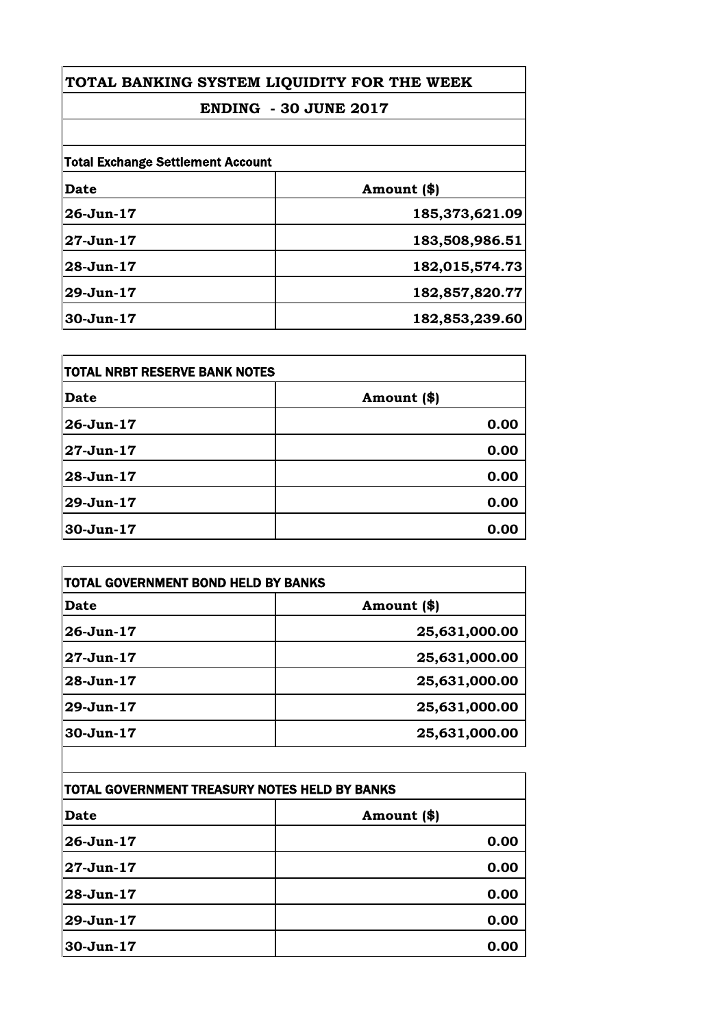# TOTAL BANKING SYSTEM LIQUIDITY FOR THE WEEK

## ENDING - 30 JUNE 2017

**Total Exchange Settlement Account**

| Date | Amount ($) |
|---|---|
| 26-Jun-17 | 185,373,621.09 |
| 27-Jun-17 | 183,508,986.51 |
| 28-Jun-17 | 182,015,574.73 |
| 29-Jun-17 | 182,857,820.77 |
| 30-Jun-17 | 182,853,239.60 |

**TOTAL NRBT RESERVE BANK NOTES**

| Date | Amount ($) |
|---|---|
| 26-Jun-17 | 0.00 |
| 27-Jun-17 | 0.00 |
| 28-Jun-17 | 0.00 |
| 29-Jun-17 | 0.00 |
| 30-Jun-17 | 0.00 |

**TOTAL GOVERNMENT BOND HELD BY BANKS**

| Date | Amount ($) |
|---|---|
| 26-Jun-17 | 25,631,000.00 |
| 27-Jun-17 | 25,631,000.00 |
| 28-Jun-17 | 25,631,000.00 |
| 29-Jun-17 | 25,631,000.00 |
| 30-Jun-17 | 25,631,000.00 |

**TOTAL GOVERNMENT TREASURY NOTES HELD BY BANKS**

| Date | Amount ($) |
|---|---|
| 26-Jun-17 | 0.00 |
| 27-Jun-17 | 0.00 |
| 28-Jun-17 | 0.00 |
| 29-Jun-17 | 0.00 |
| 30-Jun-17 | 0.00 |